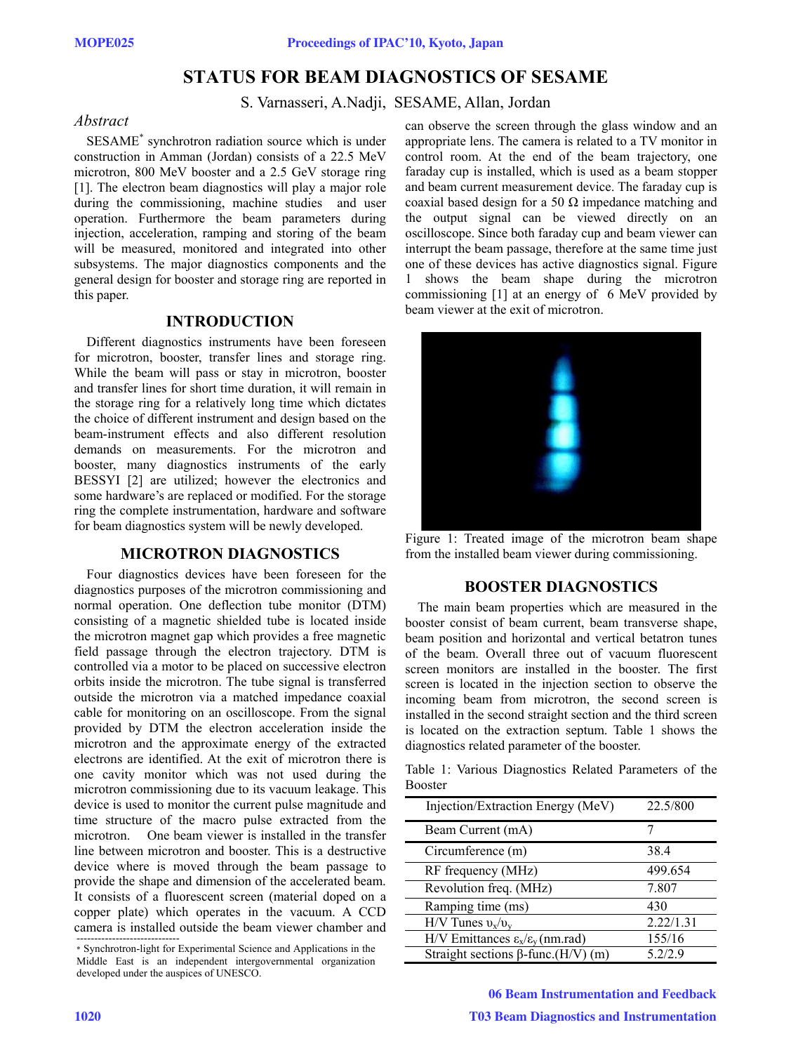# STATUS FOR BEAM DIAGNOSTICS OF SESAME

S. Varnasseri, A.Nadji, SESAME, Allan, Jordan

### *Abstract*

SESAME* synchrotron radiation source which is under construction in Amman (Jordan) consists of a 22.5 MeV microtron, 800 MeV booster and a 2.5 GeV storage ring [1]. The electron beam diagnostics will play a major role during the commissioning, machine studies and user operation. Furthermore the beam parameters during injection, acceleration, ramping and storing of the beam will be measured, monitored and integrated into other subsystems. The major diagnostics components and the general design for booster and storage ring are reported in this paper.

## INTRODUCTION

Different diagnostics instruments have been foreseen for microtron, booster, transfer lines and storage ring. While the beam will pass or stay in microtron, booster and transfer lines for short time duration, it will remain in the storage ring for a relatively long time which dictates the choice of different instrument and design based on the beam-instrument effects and also different resolution demands on measurements. For the microtron and booster, many diagnostics instruments of the early BESSYI [2] are utilized; however the electronics and some hardware's are replaced or modified. For the storage ring the complete instrumentation, hardware and software for beam diagnostics system will be newly developed.

## MICROTRON DIAGNOSTICS

Four diagnostics devices have been foreseen for the diagnostics purposes of the microtron commissioning and normal operation. One deflection tube monitor (DTM) consisting of a magnetic shielded tube is located inside the microtron magnet gap which provides a free magnetic field passage through the electron trajectory. DTM is controlled via a motor to be placed on successive electron orbits inside the microtron. The tube signal is transferred outside the microtron via a matched impedance coaxial cable for monitoring on an oscilloscope. From the signal provided by DTM the electron acceleration inside the microtron and the approximate energy of the extracted electrons are identified. At the exit of microtron there is one cavity monitor which was not used during the microtron commissioning due to its vacuum leakage. This device is used to monitor the current pulse magnitude and time structure of the macro pulse extracted from the microtron. One beam viewer is installed in the transfer line between microtron and booster. This is a destructive device where is moved through the beam passage to provide the shape and dimension of the accelerated beam. It consists of a fluorescent screen (material doped on a copper plate) which operates in the vacuum. A CCD camera is installed outside the beam viewer chamber and can observe the screen through the glass window and an appropriate lens. The camera is related to a TV monitor in control room. At the end of the beam trajectory, one faraday cup is installed, which is used as a beam stopper and beam current measurement device. The faraday cup is coaxial based design for a 50 Ω impedance matching and the output signal can be viewed directly on an oscilloscope. Since both faraday cup and beam viewer can interrupt the beam passage, therefore at the same time just one of these devices has active diagnostics signal. Figure 1 shows the beam shape during the microtron commissioning [1] at an energy of 6 MeV provided by beam viewer at the exit of microtron.

Figure 1: Treated image of the microtron beam shape from the installed beam viewer during commissioning.

## BOOSTER DIAGNOSTICS

The main beam properties which are measured in the booster consist of beam current, beam transverse shape, beam position and horizontal and vertical betatron tunes of the beam. Overall three out of vacuum fluorescent screen monitors are installed in the booster. The first screen is located in the injection section to observe the incoming beam from microtron, the second screen is installed in the second straight section and the third screen is located on the extraction septum. Table 1 shows the diagnostics related parameter of the booster.

Table 1: Various Diagnostics Related Parameters of the Booster

| Injection/Extraction Energy (MeV) | 22.5/800 |
|---|---|
| Beam Current (mA) | 7 |
| Circumference (m) | 38.4 |
| RF frequency (MHz) | 499.654 |
| Revolution freq. (MHz) | 7.807 |
| Ramping time (ms) | 430 |
| H/V Tunes $\upsilon_x/\upsilon_y$ | 2.22/1.31 |
| H/V Emittances $\varepsilon_x/\varepsilon_y$ (nm.rad) | 155/16 |
| Straight sections β-func.(H/V) (m) | 5.2/2.9 |

---

* Synchrotron-light for Experimental Science and Applications in the Middle East is an independent intergovernmental organization developed under the auspices of UNESCO.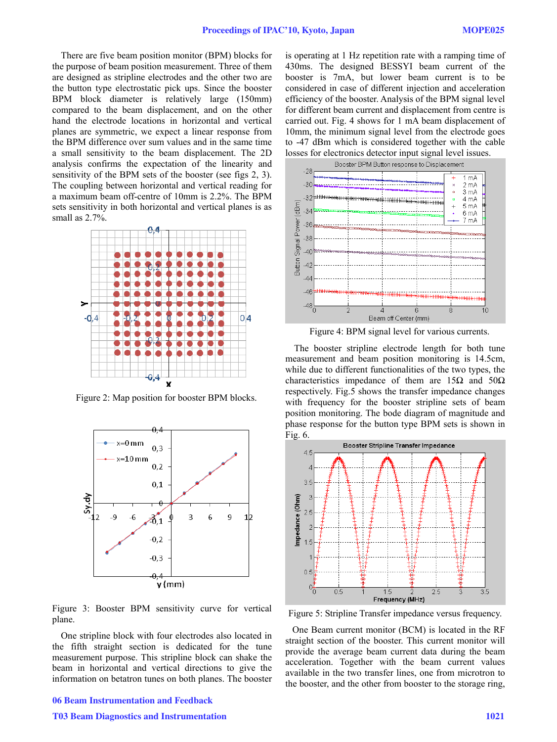There are five beam position monitor (BPM) blocks for the purpose of beam position measurement. Three of them are designed as stripline electrodes and the other two are the button type electrostatic pick ups. Since the booster BPM block diameter is relatively large (150mm) compared to the beam displacement, and on the other hand the electrode locations in horizontal and vertical planes are symmetric, we expect a linear response from the BPM difference over sum values and in the same time a small sensitivity to the beam displacement. The 2D analysis confirms the expectation of the linearity and sensitivity of the BPM sets of the booster (see figs 2, 3). The coupling between horizontal and vertical reading for a maximum beam off-centre of 10mm is 2.2%. The BPM sets sensitivity in both horizontal and vertical planes is as small as 2.7%.

Figure 2: Map position for booster BPM blocks.

Figure 3: Booster BPM sensitivity curve for vertical plane.

One stripline block with four electrodes also located in the fifth straight section is dedicated for the tune measurement purpose. This stripline block can shake the beam in horizontal and vertical directions to give the information on betatron tunes on both planes. The booster is operating at 1 Hz repetition rate with a ramping time of 430ms. The designed BESSYI beam current of the booster is 7mA, but lower beam current is to be considered in case of different injection and acceleration efficiency of the booster. Analysis of the BPM signal level for different beam current and displacement from centre is carried out. Fig. 4 shows for 1 mA beam displacement of 10mm, the minimum signal level from the electrode goes to -47 dBm which is considered together with the cable losses for electronics detector input signal level issues.

Figure 4: BPM signal level for various currents.

The booster stripline electrode length for both tune measurement and beam position monitoring is 14.5cm, while due to different functionalities of the two types, the characteristics impedance of them are 15Ω and 50Ω respectively. Fig.5 shows the transfer impedance changes with frequency for the booster stripline sets of beam position monitoring. The bode diagram of magnitude and phase response for the button type BPM sets is shown in Fig. 6.

Figure 5: Stripline Transfer impedance versus frequency.

One Beam current monitor (BCM) is located in the RF straight section of the booster. This current monitor will provide the average beam current data during the beam acceleration. Together with the beam current values available in the two transfer lines, one from microtron to the booster, and the other from booster to the storage ring,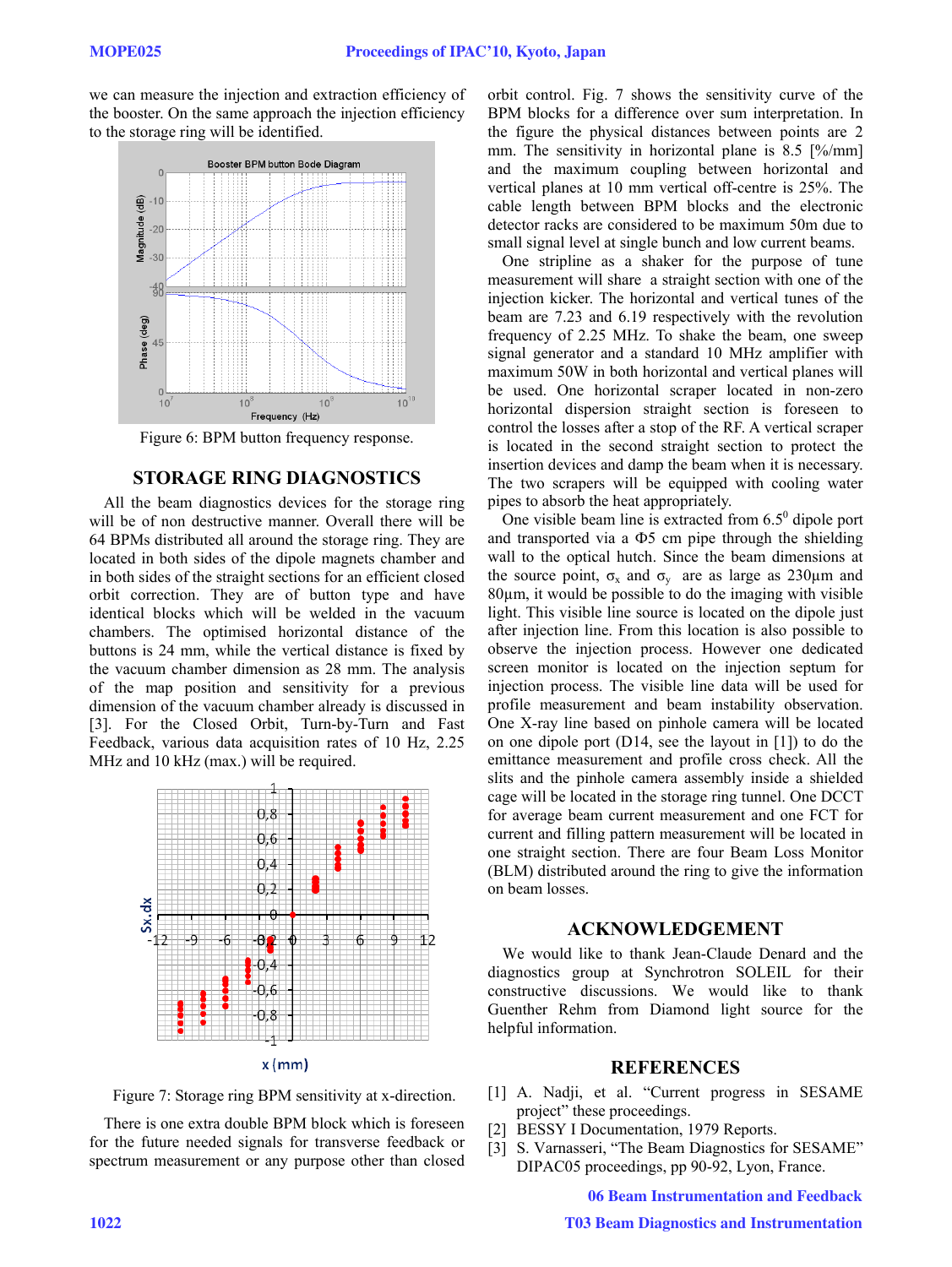we can measure the injection and extraction efficiency of the booster. On the same approach the injection efficiency to the storage ring will be identified.

Booster BPM button Bode Diagram

Magnitude (dB)

0
-10
-20
-30
-40

Phase (deg)

90
45
0

$10^7$ $10^8$ $10^9$ $10^{10}$

Frequency (Hz)

Figure 6: BPM button frequency response.

## STORAGE RING DIAGNOSTICS

All the beam diagnostics devices for the storage ring will be of non destructive manner. Overall there will be 64 BPMs distributed all around the storage ring. They are located in both sides of the dipole magnets chamber and in both sides of the straight sections for an efficient closed orbit correction. They are of button type and have identical blocks which will be welded in the vacuum chambers. The optimised horizontal distance of the buttons is 24 mm, while the vertical distance is fixed by the vacuum chamber dimension as 28 mm. The analysis of the map position and sensitivity for a previous dimension of the vacuum chamber already is discussed in [3]. For the Closed Orbit, Turn-by-Turn and Fast Feedback, various data acquisition rates of 10 Hz, 2.25 MHz and 10 kHz (max.) will be required.

Sx.dx

1
0,8
0,6
0,4
0,2
0
-0,2
-0,4
-0,6
-0,8
-1

-12 -9 -6 -3 0 3 6 9 12

x (mm)

Figure 7: Storage ring BPM sensitivity at x-direction.

There is one extra double BPM block which is foreseen for the future needed signals for transverse feedback or spectrum measurement or any purpose other than closed orbit control. Fig. 7 shows the sensitivity curve of the BPM blocks for a difference over sum interpretation. In the figure the physical distances between points are 2 mm. The sensitivity in horizontal plane is 8.5 [%/mm] and the maximum coupling between horizontal and vertical planes at 10 mm vertical off-centre is 25%. The cable length between BPM blocks and the electronic detector racks are considered to be maximum 50m due to small signal level at single bunch and low current beams.

One stripline as a shaker for the purpose of tune measurement will share a straight section with one of the injection kicker. The horizontal and vertical tunes of the beam are 7.23 and 6.19 respectively with the revolution frequency of 2.25 MHz. To shake the beam, one sweep signal generator and a standard 10 MHz amplifier with maximum 50W in both horizontal and vertical planes will be used. One horizontal scraper located in non-zero horizontal dispersion straight section is foreseen to control the losses after a stop of the RF. A vertical scraper is located in the second straight section to protect the insertion devices and damp the beam when it is necessary. The two scrapers will be equipped with cooling water pipes to absorb the heat appropriately.

One visible beam line is extracted from $6.5^0$ dipole port and transported via a Φ5 cm pipe through the shielding wall to the optical hutch. Since the beam dimensions at the source point, $\sigma_x$ and $\sigma_y$ are as large as 230µm and 80µm, it would be possible to do the imaging with visible light. This visible line source is located on the dipole just after injection line. From this location is also possible to observe the injection process. However one dedicated screen monitor is located on the injection septum for injection process. The visible line data will be used for profile measurement and beam instability observation. One X-ray line based on pinhole camera will be located on one dipole port (D14, see the layout in [1]) to do the emittance measurement and profile cross check. All the slits and the pinhole camera assembly inside a shielded cage will be located in the storage ring tunnel. One DCCT for average beam current measurement and one FCT for current and filling pattern measurement will be located in one straight section. There are four Beam Loss Monitor (BLM) distributed around the ring to give the information on beam losses.

## ACKNOWLEDGEMENT

We would like to thank Jean-Claude Denard and the diagnostics group at Synchrotron SOLEIL for their constructive discussions. We would like to thank Guenther Rehm from Diamond light source for the helpful information.

## REFERENCES

[1] A. Nadji, et al. "Current progress in SESAME project" these proceedings.

[2] BESSY I Documentation, 1979 Reports.

[3] S. Varnasseri, "The Beam Diagnostics for SESAME" DIPAC05 proceedings, pp 90-92, Lyon, France.